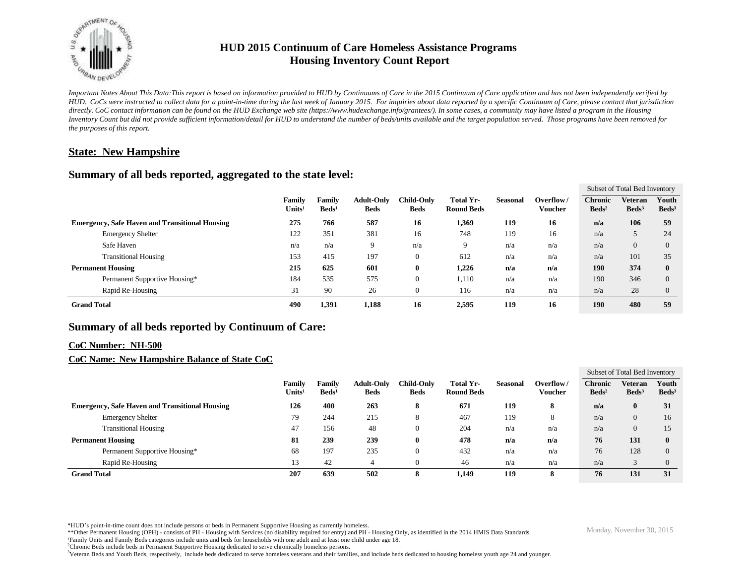# HUD 2015 Continuum of Care Homeless Assistance Programs
# Housing Inventory Count Report

*Important Notes About This Data:This report is based on information provided to HUD by Continuums of Care in the 2015 Continuum of Care application and has not been independently verified by HUD. CoCs were instructed to collect data for a point-in-time during the last week of January 2015. For inquiries about data reported by a specific Continuum of Care, please contact that jurisdiction directly. CoC contact information can be found on the HUD Exchange web site (https://www.hudexchange.info/grantees/). In some cases, a community may have listed a program in the Housing Inventory Count but did not provide sufficient information/detail for HUD to understand the number of beds/units available and the target population served. Those programs have been removed for the purposes of this report.*

## State: New Hampshire

## Summary of all beds reported, aggregated to the state level:

| | Family Units[1] | Family Beds[1] | Adult-Only Beds | Child-Only Beds | Total Yr-Round Beds | Seasonal | Overflow / Voucher | Subset of Total Bed Inventory: Chronic Beds[2] | Veteran Beds[3] | Youth Beds[3] |
|---|---|---|---|---|---|---|---|---|---|---|
| **Emergency, Safe Haven and Transitional Housing** | **275** | **766** | **587** | **16** | **1,369** | **119** | **16** | **n/a** | **106** | **59** |
| Emergency Shelter | 122 | 351 | 381 | 16 | 748 | 119 | 16 | n/a | 5 | 24 |
| Safe Haven | n/a | n/a | 9 | n/a | 9 | n/a | n/a | n/a | 0 | 0 |
| Transitional Housing | 153 | 415 | 197 | 0 | 612 | n/a | n/a | n/a | 101 | 35 |
| **Permanent Housing** | **215** | **625** | **601** | **0** | **1,226** | **n/a** | **n/a** | **190** | **374** | **0** |
| Permanent Supportive Housing* | 184 | 535 | 575 | 0 | 1,110 | n/a | n/a | 190 | 346 | 0 |
| Rapid Re-Housing | 31 | 90 | 26 | 0 | 116 | n/a | n/a | n/a | 28 | 0 |
| **Grand Total** | **490** | **1,391** | **1,188** | **16** | **2,595** | **119** | **16** | **190** | **480** | **59** |

## Summary of all beds reported by Continuum of Care:

### CoC Number: NH-500

### CoC Name: New Hampshire Balance of State CoC

| | Family Units[1] | Family Beds[1] | Adult-Only Beds | Child-Only Beds | Total Yr-Round Beds | Seasonal | Overflow / Voucher | Subset of Total Bed Inventory: Chronic Beds[2] | Veteran Beds[3] | Youth Beds[3] |
|---|---|---|---|---|---|---|---|---|---|---|
| **Emergency, Safe Haven and Transitional Housing** | **126** | **400** | **263** | **8** | **671** | **119** | **8** | **n/a** | **0** | **31** |
| Emergency Shelter | 79 | 244 | 215 | 8 | 467 | 119 | 8 | n/a | 0 | 16 |
| Transitional Housing | 47 | 156 | 48 | 0 | 204 | n/a | n/a | n/a | 0 | 15 |
| **Permanent Housing** | **81** | **239** | **239** | **0** | **478** | **n/a** | **n/a** | **76** | **131** | **0** |
| Permanent Supportive Housing* | 68 | 197 | 235 | 0 | 432 | n/a | n/a | 76 | 128 | 0 |
| Rapid Re-Housing | 13 | 42 | 4 | 0 | 46 | n/a | n/a | n/a | 3 | 0 |
| **Grand Total** | **207** | **639** | **502** | **8** | **1,149** | **119** | **8** | **76** | **131** | **31** |

*HUD's point-in-time count does not include persons or beds in Permanent Supportive Housing as currently homeless.
**Other Permanent Housing (OPH) - consists of PH - Housing with Services (no disability required for entry) and PH - Housing Only, as identified in the 2014 HMIS Data Standards.
[1]Family Units and Family Beds categories include units and beds for households with one adult and at least one child under age 18.
[2]Chronic Beds include beds in Permanent Supportive Housing dedicated to serve chronically homeless persons.
[3]Veteran Beds and Youth Beds, respectively, include beds dedicated to serve homeless veterans and their families, and include beds dedicated to housing homeless youth age 24 and younger.

Monday, November 30, 2015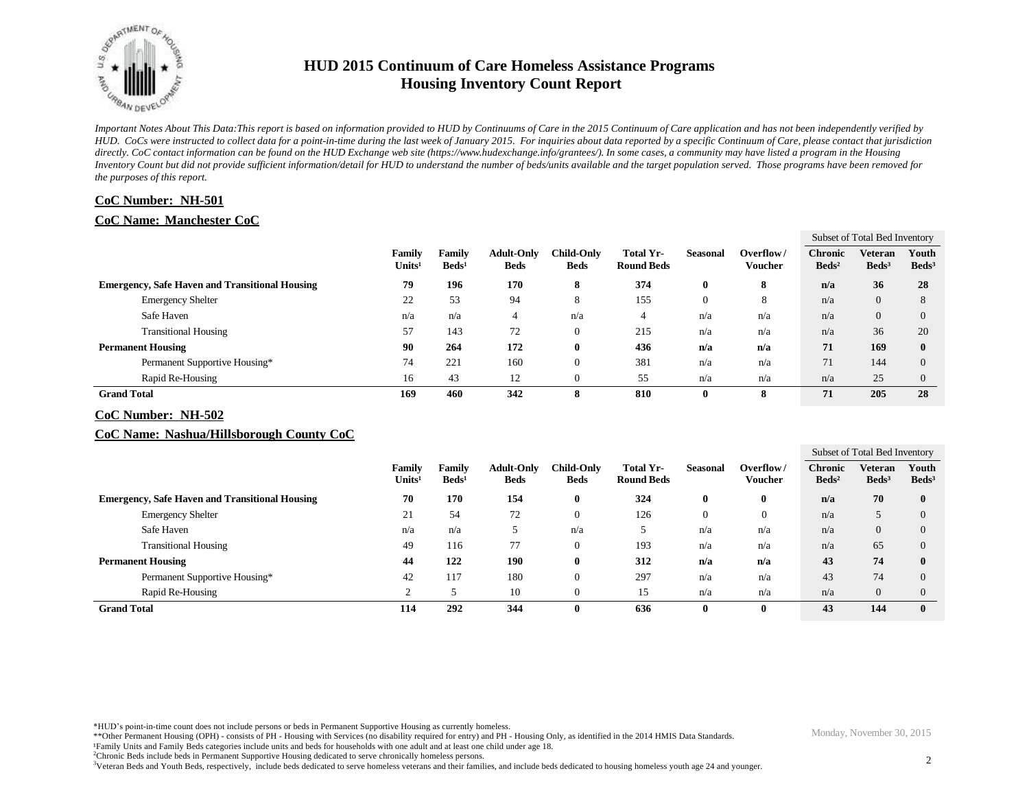# HUD 2015 Continuum of Care Homeless Assistance Programs
## Housing Inventory Count Report

*Important Notes About This Data:This report is based on information provided to HUD by Continuums of Care in the 2015 Continuum of Care application and has not been independently verified by HUD. CoCs were instructed to collect data for a point-in-time during the last week of January 2015. For inquiries about data reported by a specific Continuum of Care, please contact that jurisdiction directly. CoC contact information can be found on the HUD Exchange web site (https://www.hudexchange.info/grantees/). In some cases, a community may have listed a program in the Housing Inventory Count but did not provide sufficient information/detail for HUD to understand the number of beds/units available and the target population served. Those programs have been removed for the purposes of this report.*

**CoC Number: NH-501**

**CoC Name: Manchester CoC**

| | Family Units[1] | Family Beds[1] | Adult-Only Beds | Child-Only Beds | Total Yr-Round Beds | Seasonal | Overflow / Voucher | Subset of Total Bed Inventory: Chronic Beds[2] | Veteran Beds[3] | Youth Beds[3] |
|---|---|---|---|---|---|---|---|---|---|---|
| **Emergency, Safe Haven and Transitional Housing** | **79** | **196** | **170** | **8** | **374** | **0** | **8** | **n/a** | **36** | **28** |
| Emergency Shelter | 22 | 53 | 94 | 8 | 155 | 0 | 8 | n/a | 0 | 8 |
| Safe Haven | n/a | n/a | 4 | n/a | 4 | n/a | n/a | n/a | 0 | 0 |
| Transitional Housing | 57 | 143 | 72 | 0 | 215 | n/a | n/a | n/a | 36 | 20 |
| **Permanent Housing** | **90** | **264** | **172** | **0** | **436** | **n/a** | **n/a** | **71** | **169** | **0** |
| Permanent Supportive Housing* | 74 | 221 | 160 | 0 | 381 | n/a | n/a | 71 | 144 | 0 |
| Rapid Re-Housing | 16 | 43 | 12 | 0 | 55 | n/a | n/a | n/a | 25 | 0 |
| **Grand Total** | **169** | **460** | **342** | **8** | **810** | **0** | **8** | **71** | **205** | **28** |

**CoC Number: NH-502**

**CoC Name: Nashua/Hillsborough County CoC**

| | Family Units[1] | Family Beds[1] | Adult-Only Beds | Child-Only Beds | Total Yr-Round Beds | Seasonal | Overflow / Voucher | Subset of Total Bed Inventory: Chronic Beds[2] | Veteran Beds[3] | Youth Beds[3] |
|---|---|---|---|---|---|---|---|---|---|---|
| **Emergency, Safe Haven and Transitional Housing** | **70** | **170** | **154** | **0** | **324** | **0** | **0** | **n/a** | **70** | **0** |
| Emergency Shelter | 21 | 54 | 72 | 0 | 126 | 0 | 0 | n/a | 5 | 0 |
| Safe Haven | n/a | n/a | 5 | n/a | 5 | n/a | n/a | n/a | 0 | 0 |
| Transitional Housing | 49 | 116 | 77 | 0 | 193 | n/a | n/a | n/a | 65 | 0 |
| **Permanent Housing** | **44** | **122** | **190** | **0** | **312** | **n/a** | **n/a** | **43** | **74** | **0** |
| Permanent Supportive Housing* | 42 | 117 | 180 | 0 | 297 | n/a | n/a | 43 | 74 | 0 |
| Rapid Re-Housing | 2 | 5 | 10 | 0 | 15 | n/a | n/a | n/a | 0 | 0 |
| **Grand Total** | **114** | **292** | **344** | **0** | **636** | **0** | **0** | **43** | **144** | **0** |

*HUD's point-in-time count does not include persons or beds in Permanent Supportive Housing as currently homeless.

**Other Permanent Housing (OPH) - consists of PH - Housing with Services (no disability required for entry) and PH - Housing Only, as identified in the 2014 HMIS Data Standards.

[1]Family Units and Family Beds categories include units and beds for households with one adult and at least one child under age 18.

[2]Chronic Beds include beds in Permanent Supportive Housing dedicated to serve chronically homeless persons.

[3]Veteran Beds and Youth Beds, respectively, include beds dedicated to serve homeless veterans and their families, and include beds dedicated to housing homeless youth age 24 and younger.

Monday, November 30, 2015